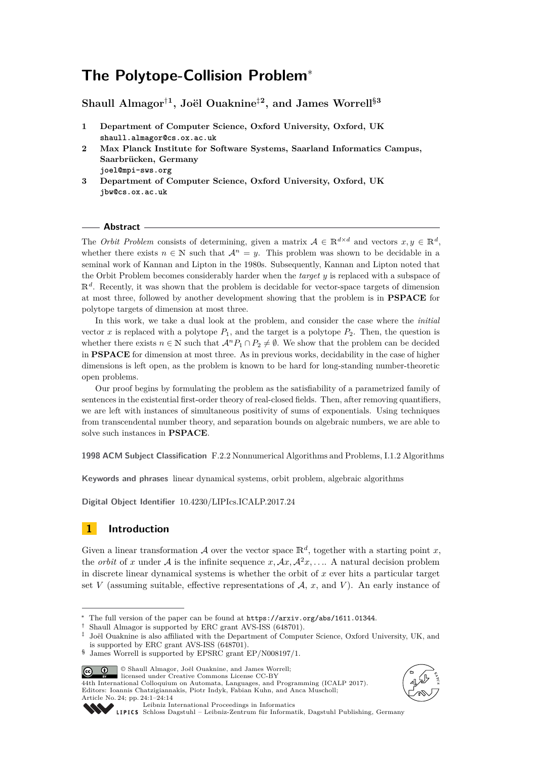# The Polytope-Collision Problem*

**Shaull Almagor†[1], Joël Ouaknine‡[2], and James Worrell§[3]**

1. **Department of Computer Science, Oxford University, Oxford, UK**
   shaull.almagor@cs.ox.ac.uk
2. **Max Planck Institute for Software Systems, Saarland Informatics Campus, Saarbrücken, Germany**
   joel@mpi-sws.org
3. **Department of Computer Science, Oxford University, Oxford, UK**
   jbw@cs.ox.ac.uk

## Abstract

The *Orbit Problem* consists of determining, given a matrix $\mathcal{A} \in \mathbb{R}^{d \times d}$ and vectors $x, y \in \mathbb{R}^d$, whether there exists $n \in \mathbb{N}$ such that $\mathcal{A}^n = y$. This problem was shown to be decidable in a seminal work of Kannan and Lipton in the 1980s. Subsequently, Kannan and Lipton noted that the Orbit Problem becomes considerably harder when the *target* $y$ is replaced with a subspace of $\mathbb{R}^d$. Recently, it was shown that the problem is decidable for vector-space targets of dimension at most three, followed by another development showing that the problem is in **PSPACE** for polytope targets of dimension at most three.

In this work, we take a dual look at the problem, and consider the case where the *initial* vector $x$ is replaced with a polytope $P_1$, and the target is a polytope $P_2$. Then, the question is whether there exists $n \in \mathbb{N}$ such that $\mathcal{A}^n P_1 \cap P_2 \neq \emptyset$. We show that the problem can be decided in **PSPACE** for dimension at most three. As in previous works, decidability in the case of higher dimensions is left open, as the problem is known to be hard for long-standing number-theoretic open problems.

Our proof begins by formulating the problem as the satisfiability of a parametrized family of sentences in the existential first-order theory of real-closed fields. Then, after removing quantifiers, we are left with instances of simultaneous positivity of sums of exponentials. Using techniques from transcendental number theory, and separation bounds on algebraic numbers, we are able to solve such instances in **PSPACE**.

**1998 ACM Subject Classification** F.2.2 Nonnumerical Algorithms and Problems, I.1.2 Algorithms

**Keywords and phrases** linear dynamical systems, orbit problem, algebraic algorithms

**Digital Object Identifier** 10.4230/LIPIcs.ICALP.2017.24

## 1 Introduction

Given a linear transformation $\mathcal{A}$ over the vector space $\mathbb{R}^d$, together with a starting point $x$, the *orbit* of $x$ under $\mathcal{A}$ is the infinite sequence $x, \mathcal{A}x, \mathcal{A}^2x, \ldots$. A natural decision problem in discrete linear dynamical systems is whether the orbit of $x$ ever hits a particular target set $V$ (assuming suitable, effective representations of $\mathcal{A}$, $x$, and $V$). An early instance of

---

* The full version of the paper can be found at https://arxiv.org/abs/1611.01344.
† Shaull Almagor is supported by ERC grant AVS-ISS (648701).
‡ Joël Ouaknine is also affiliated with the Department of Computer Science, Oxford University, UK, and is supported by ERC grant AVS-ISS (648701).
§ James Worrell is supported by EPSRC grant EP/N008197/1.

© Shaull Almagor, Joël Ouaknine, and James Worrell;
licensed under Creative Commons License CC-BY
44th International Colloquium on Automata, Languages, and Programming (ICALP 2017).
Editors: Ioannis Chatzigiannakis, Piotr Indyk, Fabian Kuhn, and Anca Muscholl;
Article No. 24; pp. 24:1–24:14
Leibniz International Proceedings in Informatics
Schloss Dagstuhl – Leibniz-Zentrum für Informatik, Dagstuhl Publishing, Germany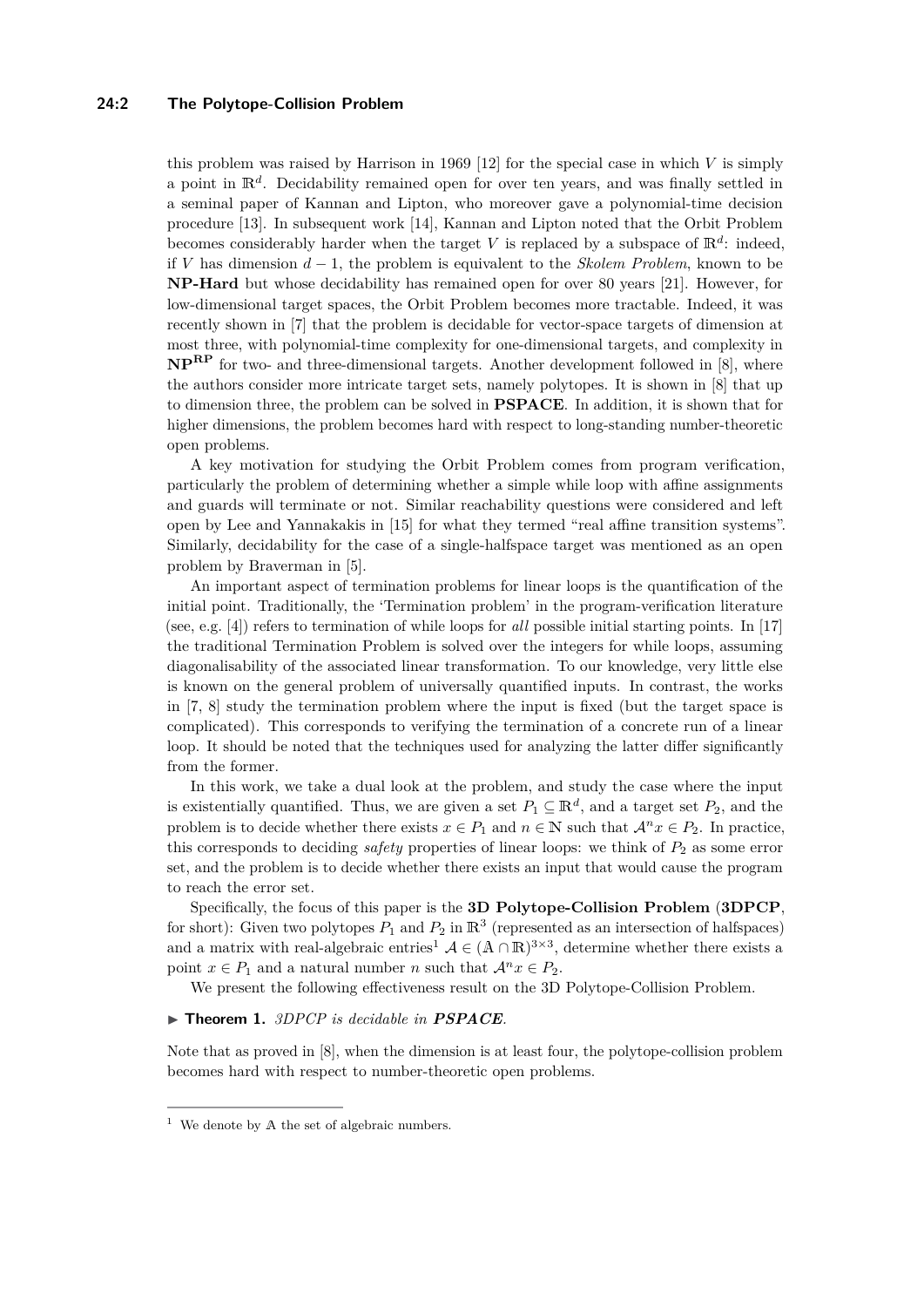this problem was raised by Harrison in 1969 [12] for the special case in which $V$ is simply a point in $\mathbb{R}^d$. Decidability remained open for over ten years, and was finally settled in a seminal paper of Kannan and Lipton, who moreover gave a polynomial-time decision procedure [13]. In subsequent work [14], Kannan and Lipton noted that the Orbit Problem becomes considerably harder when the target $V$ is replaced by a subspace of $\mathbb{R}^d$: indeed, if $V$ has dimension $d-1$, the problem is equivalent to the *Skolem Problem*, known to be **NP-Hard** but whose decidability has remained open for over 80 years [21]. However, for low-dimensional target spaces, the Orbit Problem becomes more tractable. Indeed, it was recently shown in [7] that the problem is decidable for vector-space targets of dimension at most three, with polynomial-time complexity for one-dimensional targets, and complexity in $\mathbf{NP}^{\mathbf{RP}}$ for two- and three-dimensional targets. Another development followed in [8], where the authors consider more intricate target sets, namely polytopes. It is shown in [8] that up to dimension three, the problem can be solved in **PSPACE**. In addition, it is shown that for higher dimensions, the problem becomes hard with respect to long-standing number-theoretic open problems.

A key motivation for studying the Orbit Problem comes from program verification, particularly the problem of determining whether a simple while loop with affine assignments and guards will terminate or not. Similar reachability questions were considered and left open by Lee and Yannakakis in [15] for what they termed "real affine transition systems". Similarly, decidability for the case of a single-halfspace target was mentioned as an open problem by Braverman in [5].

An important aspect of termination problems for linear loops is the quantification of the initial point. Traditionally, the 'Termination problem' in the program-verification literature (see, e.g. [4]) refers to termination of while loops for *all* possible initial starting points. In [17] the traditional Termination Problem is solved over the integers for while loops, assuming diagonalisability of the associated linear transformation. To our knowledge, very little else is known on the general problem of universally quantified inputs. In contrast, the works in [7, 8] study the termination problem where the input is fixed (but the target space is complicated). This corresponds to verifying the termination of a concrete run of a linear loop. It should be noted that the techniques used for analyzing the latter differ significantly from the former.

In this work, we take a dual look at the problem, and study the case where the input is existentially quantified. Thus, we are given a set $P_1 \subseteq \mathbb{R}^d$, and a target set $P_2$, and the problem is to decide whether there exists $x \in P_1$ and $n \in \mathbb{N}$ such that $\mathcal{A}^n x \in P_2$. In practice, this corresponds to deciding *safety* properties of linear loops: we think of $P_2$ as some error set, and the problem is to decide whether there exists an input that would cause the program to reach the error set.

Specifically, the focus of this paper is the **3D Polytope-Collision Problem** (**3DPCP**, for short): Given two polytopes $P_1$ and $P_2$ in $\mathbb{R}^3$ (represented as an intersection of halfspaces) and a matrix with real-algebraic entries[1] $\mathcal{A} \in (\mathbb{A} \cap \mathbb{R})^{3\times 3}$, determine whether there exists a point $x \in P_1$ and a natural number $n$ such that $\mathcal{A}^n x \in P_2$.

We present the following effectiveness result on the 3D Polytope-Collision Problem.

▶ **Theorem 1.** *3DPCP is decidable in* ***PSPACE****.*

Note that as proved in [8], when the dimension is at least four, the polytope-collision problem becomes hard with respect to number-theoretic open problems.

---

[1] We denote by $\mathbb{A}$ the set of algebraic numbers.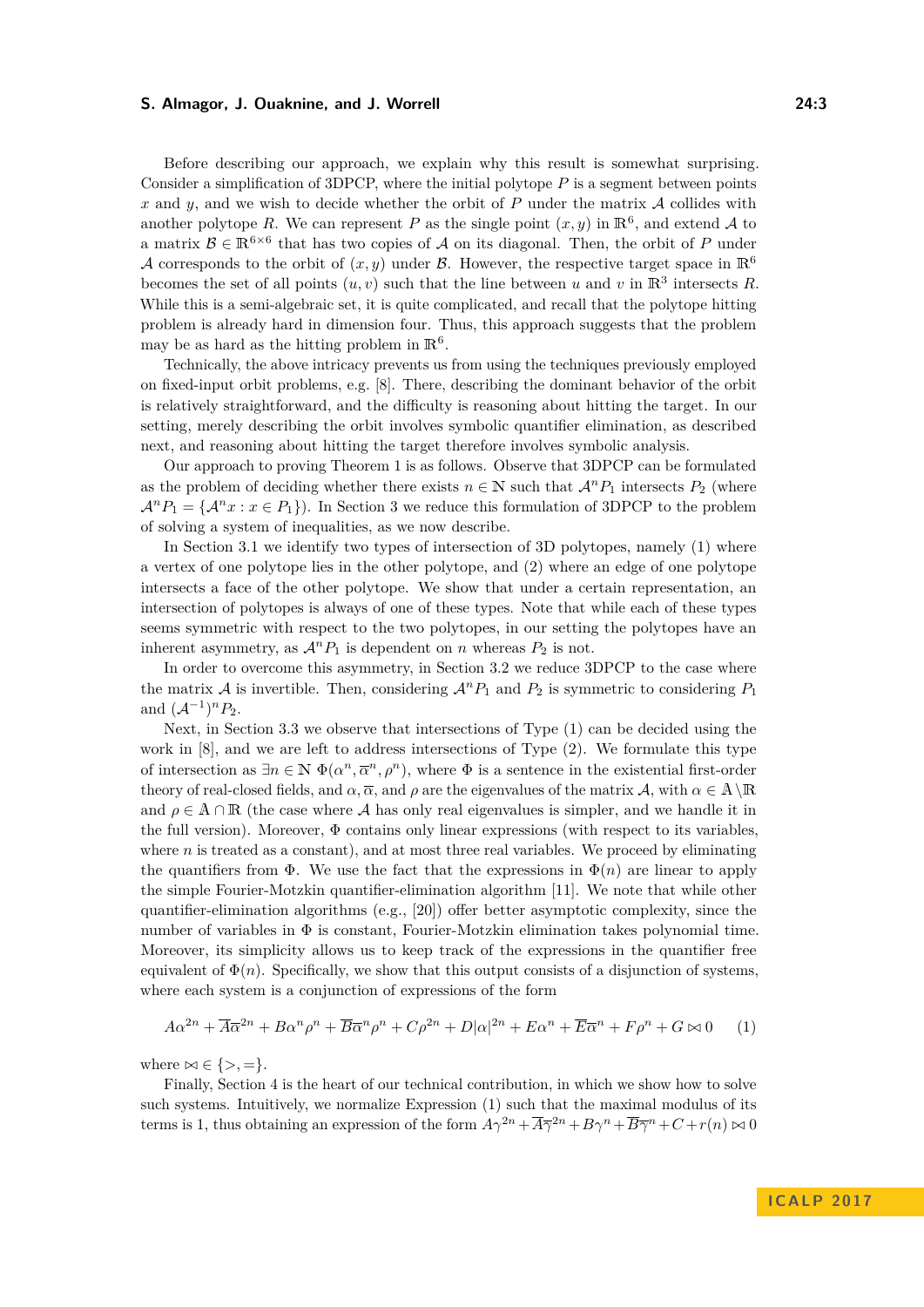Before describing our approach, we explain why this result is somewhat surprising. Consider a simplification of 3DPCP, where the initial polytope $P$ is a segment between points $x$ and $y$, and we wish to decide whether the orbit of $P$ under the matrix $\mathcal{A}$ collides with another polytope $R$. We can represent $P$ as the single point $(x, y)$ in $\mathbb{R}^6$, and extend $\mathcal{A}$ to a matrix $\mathcal{B} \in \mathbb{R}^{6\times 6}$ that has two copies of $\mathcal{A}$ on its diagonal. Then, the orbit of $P$ under $\mathcal{A}$ corresponds to the orbit of $(x, y)$ under $\mathcal{B}$. However, the respective target space in $\mathbb{R}^6$ becomes the set of all points $(u, v)$ such that the line between $u$ and $v$ in $\mathbb{R}^3$ intersects $R$. While this is a semi-algebraic set, it is quite complicated, and recall that the polytope hitting problem is already hard in dimension four. Thus, this approach suggests that the problem may be as hard as the hitting problem in $\mathbb{R}^6$.

Technically, the above intricacy prevents us from using the techniques previously employed on fixed-input orbit problems, e.g. [8]. There, describing the dominant behavior of the orbit is relatively straightforward, and the difficulty is reasoning about hitting the target. In our setting, merely describing the orbit involves symbolic quantifier elimination, as described next, and reasoning about hitting the target therefore involves symbolic analysis.

Our approach to proving Theorem 1 is as follows. Observe that 3DPCP can be formulated as the problem of deciding whether there exists $n \in \mathbb{N}$ such that $\mathcal{A}^n P_1$ intersects $P_2$ (where $\mathcal{A}^n P_1 = \{\mathcal{A}^n x : x \in P_1\}$). In Section 3 we reduce this formulation of 3DPCP to the problem of solving a system of inequalities, as we now describe.

In Section 3.1 we identify two types of intersection of 3D polytopes, namely (1) where a vertex of one polytope lies in the other polytope, and (2) where an edge of one polytope intersects a face of the other polytope. We show that under a certain representation, an intersection of polytopes is always of one of these types. Note that while each of these types seems symmetric with respect to the two polytopes, in our setting the polytopes have an inherent asymmetry, as $\mathcal{A}^n P_1$ is dependent on $n$ whereas $P_2$ is not.

In order to overcome this asymmetry, in Section 3.2 we reduce 3DPCP to the case where the matrix $\mathcal{A}$ is invertible. Then, considering $\mathcal{A}^n P_1$ and $P_2$ is symmetric to considering $P_1$ and $(\mathcal{A}^{-1})^n P_2$.

Next, in Section 3.3 we observe that intersections of Type (1) can be decided using the work in [8], and we are left to address intersections of Type (2). We formulate this type of intersection as $\exists n \in \mathbb{N}\ \Phi(\alpha^n, \overline{\alpha}^n, \rho^n)$, where $\Phi$ is a sentence in the existential first-order theory of real-closed fields, and $\alpha, \overline{\alpha}$, and $\rho$ are the eigenvalues of the matrix $\mathcal{A}$, with $\alpha \in \mathbb{A} \setminus \mathbb{R}$ and $\rho \in \mathbb{A} \cap \mathbb{R}$ (the case where $\mathcal{A}$ has only real eigenvalues is simpler, and we handle it in the full version). Moreover, $\Phi$ contains only linear expressions (with respect to its variables, where $n$ is treated as a constant), and at most three real variables. We proceed by eliminating the quantifiers from $\Phi$. We use the fact that the expressions in $\Phi(n)$ are linear to apply the simple Fourier-Motzkin quantifier-elimination algorithm [11]. We note that while other quantifier-elimination algorithms (e.g., [20]) offer better asymptotic complexity, since the number of variables in $\Phi$ is constant, Fourier-Motzkin elimination takes polynomial time. Moreover, its simplicity allows us to keep track of the expressions in the quantifier free equivalent of $\Phi(n)$. Specifically, we show that this output consists of a disjunction of systems, where each system is a conjunction of expressions of the form

$$A\alpha^{2n} + \overline{A}\overline{\alpha}^{2n} + B\alpha^n\rho^n + \overline{B}\overline{\alpha}^n\rho^n + C\rho^{2n} + D|\alpha|^{2n} + E\alpha^n + \overline{E}\overline{\alpha}^n + F\rho^n + G \bowtie 0 \qquad (1)$$

where $\bowtie \in \{>, =\}$.

Finally, Section 4 is the heart of our technical contribution, in which we show how to solve such systems. Intuitively, we normalize Expression (1) such that the maximal modulus of its terms is 1, thus obtaining an expression of the form $A\gamma^{2n} + \overline{A}\overline{\gamma}^{2n} + B\gamma^n + \overline{B}\overline{\gamma}^n + C + r(n) \bowtie 0$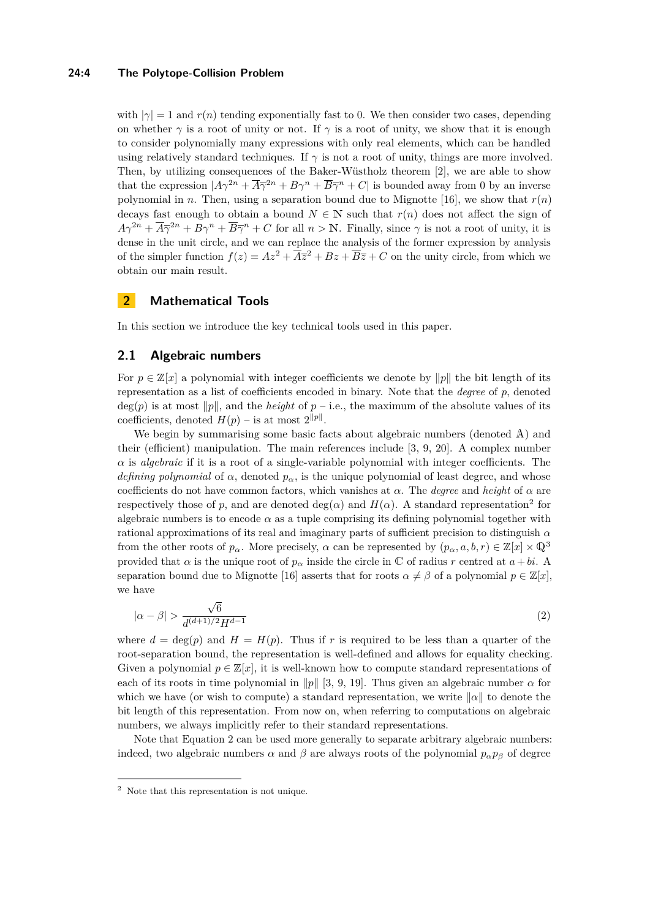with $|\gamma| = 1$ and $r(n)$ tending exponentially fast to 0. We then consider two cases, depending on whether $\gamma$ is a root of unity or not. If $\gamma$ is a root of unity, we show that it is enough to consider polynomially many expressions with only real elements, which can be handled using relatively standard techniques. If $\gamma$ is not a root of unity, things are more involved. Then, by utilizing consequences of the Baker-Wüstholz theorem [2], we are able to show that the expression $|A\gamma^{2n} + \overline{A}\overline{\gamma}^{2n} + B\gamma^n + \overline{B}\overline{\gamma}^n + C|$ is bounded away from 0 by an inverse polynomial in $n$. Then, using a separation bound due to Mignotte [16], we show that $r(n)$ decays fast enough to obtain a bound $N \in \mathbb{N}$ such that $r(n)$ does not affect the sign of $A\gamma^{2n} + \overline{A}\overline{\gamma}^{2n} + B\gamma^n + \overline{B}\overline{\gamma}^n + C$ for all $n > \mathbb{N}$. Finally, since $\gamma$ is not a root of unity, it is dense in the unit circle, and we can replace the analysis of the former expression by analysis of the simpler function $f(z) = Az^2 + \overline{A}\overline{z}^2 + Bz + \overline{B}\overline{z} + C$ on the unity circle, from which we obtain our main result.

## 2 Mathematical Tools

In this section we introduce the key technical tools used in this paper.

### 2.1 Algebraic numbers

For $p \in \mathbb{Z}[x]$ a polynomial with integer coefficients we denote by $\|p\|$ the bit length of its representation as a list of coefficients encoded in binary. Note that the *degree* of $p$, denoted $\deg(p)$ is at most $\|p\|$, and the *height* of $p$ – i.e., the maximum of the absolute values of its coefficients, denoted $H(p)$ – is at most $2^{\|p\|}$.

We begin by summarising some basic facts about algebraic numbers (denoted $\mathbb{A}$) and their (efficient) manipulation. The main references include [3, 9, 20]. A complex number $\alpha$ is *algebraic* if it is a root of a single-variable polynomial with integer coefficients. The *defining polynomial* of $\alpha$, denoted $p_\alpha$, is the unique polynomial of least degree, and whose coefficients do not have common factors, which vanishes at $\alpha$. The *degree* and *height* of $\alpha$ are respectively those of $p$, and are denoted $\deg(\alpha)$ and $H(\alpha)$. A standard representation[2] for algebraic numbers is to encode $\alpha$ as a tuple comprising its defining polynomial together with rational approximations of its real and imaginary parts of sufficient precision to distinguish $\alpha$ from the other roots of $p_\alpha$. More precisely, $\alpha$ can be represented by $(p_\alpha, a, b, r) \in \mathbb{Z}[x] \times \mathbb{Q}^3$ provided that $\alpha$ is the unique root of $p_\alpha$ inside the circle in $\mathbb{C}$ of radius $r$ centred at $a + bi$. A separation bound due to Mignotte [16] asserts that for roots $\alpha \neq \beta$ of a polynomial $p \in \mathbb{Z}[x]$, we have

$$|\alpha - \beta| > \frac{\sqrt{6}}{d^{(d+1)/2} H^{d-1}} \tag{2}$$

where $d = \deg(p)$ and $H = H(p)$. Thus if $r$ is required to be less than a quarter of the root-separation bound, the representation is well-defined and allows for equality checking. Given a polynomial $p \in \mathbb{Z}[x]$, it is well-known how to compute standard representations of each of its roots in time polynomial in $\|p\|$ [3, 9, 19]. Thus given an algebraic number $\alpha$ for which we have (or wish to compute) a standard representation, we write $\|\alpha\|$ to denote the bit length of this representation. From now on, when referring to computations on algebraic numbers, we always implicitly refer to their standard representations.

Note that Equation 2 can be used more generally to separate arbitrary algebraic numbers: indeed, two algebraic numbers $\alpha$ and $\beta$ are always roots of the polynomial $p_\alpha p_\beta$ of degree

[2] Note that this representation is not unique.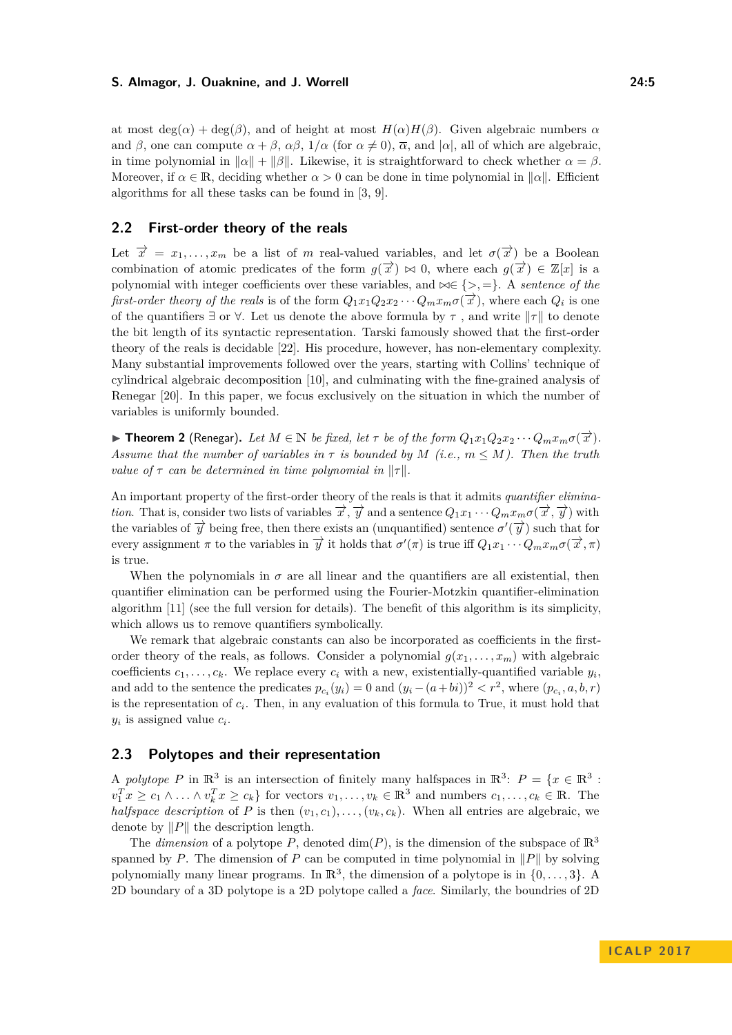at most $\deg(\alpha) + \deg(\beta)$, and of height at most $H(\alpha)H(\beta)$. Given algebraic numbers $\alpha$ and $\beta$, one can compute $\alpha + \beta$, $\alpha\beta$, $1/\alpha$ (for $\alpha \neq 0$), $\overline{\alpha}$, and $|\alpha|$, all of which are algebraic, in time polynomial in $\|\alpha\| + \|\beta\|$. Likewise, it is straightforward to check whether $\alpha = \beta$. Moreover, if $\alpha \in \mathbb{R}$, deciding whether $\alpha > 0$ can be done in time polynomial in $\|\alpha\|$. Efficient algorithms for all these tasks can be found in [3, 9].

## 2.2 First-order theory of the reals

Let $\overrightarrow{x} = x_1, \ldots, x_m$ be a list of $m$ real-valued variables, and let $\sigma(\overrightarrow{x})$ be a Boolean combination of atomic predicates of the form $g(\overrightarrow{x}) \bowtie 0$, where each $g(\overrightarrow{x}) \in \mathbb{Z}[x]$ is a polynomial with integer coefficients over these variables, and $\bowtie \in \{>, =\}$. A *sentence of the first-order theory of the reals* is of the form $Q_1 x_1 Q_2 x_2 \cdots Q_m x_m \sigma(\overrightarrow{x})$, where each $Q_i$ is one of the quantifiers $\exists$ or $\forall$. Let us denote the above formula by $\tau$, and write $\|\tau\|$ to denote the bit length of its syntactic representation. Tarski famously showed that the first-order theory of the reals is decidable [22]. His procedure, however, has non-elementary complexity. Many substantial improvements followed over the years, starting with Collins' technique of cylindrical algebraic decomposition [10], and culminating with the fine-grained analysis of Renegar [20]. In this paper, we focus exclusively on the situation in which the number of variables is uniformly bounded.

▶ **Theorem 2** (Renegar). *Let $M \in \mathbb{N}$ be fixed, let $\tau$ be of the form $Q_1 x_1 Q_2 x_2 \cdots Q_m x_m \sigma(\overrightarrow{x})$. Assume that the number of variables in $\tau$ is bounded by $M$ (i.e., $m \leq M$). Then the truth value of $\tau$ can be determined in time polynomial in $\|\tau\|$.*

An important property of the first-order theory of the reals is that it admits *quantifier elimination*. That is, consider two lists of variables $\overrightarrow{x}, \overrightarrow{y}$ and a sentence $Q_1 x_1 \cdots Q_m x_m \sigma(\overrightarrow{x}, \overrightarrow{y})$ with the variables of $\overrightarrow{y}$ being free, then there exists an (unquantified) sentence $\sigma'(\overrightarrow{y})$ such that for every assignment $\pi$ to the variables in $\overrightarrow{y}$ it holds that $\sigma'(\pi)$ is true iff $Q_1 x_1 \cdots Q_m x_m \sigma(\overrightarrow{x}, \pi)$ is true.

When the polynomials in $\sigma$ are all linear and the quantifiers are all existential, then quantifier elimination can be performed using the Fourier-Motzkin quantifier-elimination algorithm [11] (see the full version for details). The benefit of this algorithm is its simplicity, which allows us to remove quantifiers symbolically.

We remark that algebraic constants can also be incorporated as coefficients in the first-order theory of the reals, as follows. Consider a polynomial $g(x_1, \ldots, x_m)$ with algebraic coefficients $c_1, \ldots, c_k$. We replace every $c_i$ with a new, existentially-quantified variable $y_i$, and add to the sentence the predicates $p_{c_i}(y_i) = 0$ and $(y_i - (a+bi))^2 < r^2$, where $(p_{c_i}, a, b, r)$ is the representation of $c_i$. Then, in any evaluation of this formula to True, it must hold that $y_i$ is assigned value $c_i$.

## 2.3 Polytopes and their representation

A *polytope* $P$ in $\mathbb{R}^3$ is an intersection of finitely many halfspaces in $\mathbb{R}^3$: $P = \{x \in \mathbb{R}^3 : v_1^T x \geq c_1 \wedge \ldots \wedge v_k^T x \geq c_k\}$ for vectors $v_1, \ldots, v_k \in \mathbb{R}^3$ and numbers $c_1, \ldots, c_k \in \mathbb{R}$. The *halfspace description* of $P$ is then $(v_1, c_1), \ldots, (v_k, c_k)$. When all entries are algebraic, we denote by $\|P\|$ the description length.

The *dimension* of a polytope $P$, denoted $\dim(P)$, is the dimension of the subspace of $\mathbb{R}^3$ spanned by $P$. The dimension of $P$ can be computed in time polynomial in $\|P\|$ by solving polynomially many linear programs. In $\mathbb{R}^3$, the dimension of a polytope is in $\{0, \ldots, 3\}$. A 2D boundary of a 3D polytope is a 2D polytope called a *face*. Similarly, the boundries of 2D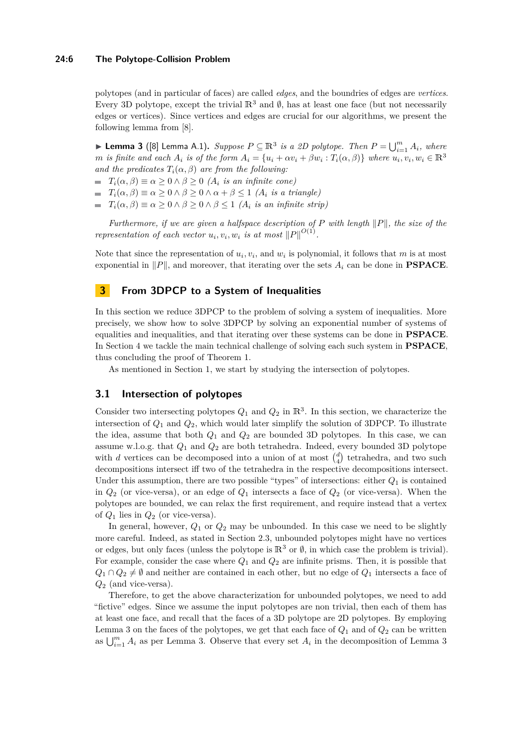polytopes (and in particular of faces) are called *edges*, and the boundries of edges are *vertices*. Every 3D polytope, except the trivial $\mathbb{R}^3$ and $\emptyset$, has at least one face (but not necessarily edges or vertices). Since vertices and edges are crucial for our algorithms, we present the following lemma from [8].

▶ **Lemma 3** ([8] Lemma A.1)**.** *Suppose $P \subseteq \mathbb{R}^3$ is a 2D polytope. Then $P = \bigcup_{i=1}^{m} A_i$, where $m$ is finite and each $A_i$ is of the form $A_i = \{u_i + \alpha v_i + \beta w_i : T_i(\alpha, \beta)\}$ where $u_i, v_i, w_i \in \mathbb{R}^3$ and the predicates $T_i(\alpha, \beta)$ are from the following:*

- $T_i(\alpha, \beta) \equiv \alpha \geq 0 \wedge \beta \geq 0$ *($A_i$ is an infinite cone)*
- $T_i(\alpha, \beta) \equiv \alpha \geq 0 \wedge \beta \geq 0 \wedge \alpha + \beta \leq 1$ *($A_i$ is a triangle)*
- $T_i(\alpha, \beta) \equiv \alpha \geq 0 \wedge \beta \geq 0 \wedge \beta \leq 1$ *($A_i$ is an infinite strip)*

*Furthermore, if we are given a halfspace description of $P$ with length $\|P\|$, the size of the representation of each vector $u_i, v_i, w_i$ is at most $\|P\|^{O(1)}$.*

Note that since the representation of $u_i$, $v_i$, and $w_i$ is polynomial, it follows that $m$ is at most exponential in $\|P\|$, and moreover, that iterating over the sets $A_i$ can be done in **PSPACE**.

## 3 From 3DPCP to a System of Inequalities

In this section we reduce 3DPCP to the problem of solving a system of inequalities. More precisely, we show how to solve 3DPCP by solving an exponential number of systems of equalities and inequalities, and that iterating over these systems can be done in **PSPACE**. In Section 4 we tackle the main technical challenge of solving each such system in **PSPACE**, thus concluding the proof of Theorem 1.

As mentioned in Section 1, we start by studying the intersection of polytopes.

### 3.1 Intersection of polytopes

Consider two intersecting polytopes $Q_1$ and $Q_2$ in $\mathbb{R}^3$. In this section, we characterize the intersection of $Q_1$ and $Q_2$, which would later simplify the solution of 3DPCP. To illustrate the idea, assume that both $Q_1$ and $Q_2$ are bounded 3D polytopes. In this case, we can assume w.l.o.g. that $Q_1$ and $Q_2$ are both tetrahedra. Indeed, every bounded 3D polytope with $d$ vertices can be decomposed into a union of at most $\binom{d}{4}$ tetrahedra, and two such decompositions intersect iff two of the tetrahedra in the respective decompositions intersect. Under this assumption, there are two possible "types" of intersections: either $Q_1$ is contained in $Q_2$ (or vice-versa), or an edge of $Q_1$ intersects a face of $Q_2$ (or vice-versa). When the polytopes are bounded, we can relax the first requirement, and require instead that a vertex of $Q_1$ lies in $Q_2$ (or vice-versa).

In general, however, $Q_1$ or $Q_2$ may be unbounded. In this case we need to be slightly more careful. Indeed, as stated in Section 2.3, unbounded polytopes might have no vertices or edges, but only faces (unless the polytope is $\mathbb{R}^3$ or $\emptyset$, in which case the problem is trivial). For example, consider the case where $Q_1$ and $Q_2$ are infinite prisms. Then, it is possible that $Q_1 \cap Q_2 \neq \emptyset$ and neither are contained in each other, but no edge of $Q_1$ intersects a face of $Q_2$ (and vice-versa).

Therefore, to get the above characterization for unbounded polytopes, we need to add "fictive" edges. Since we assume the input polytopes are non trivial, then each of them has at least one face, and recall that the faces of a 3D polytope are 2D polytopes. By employing Lemma 3 on the faces of the polytopes, we get that each face of $Q_1$ and of $Q_2$ can be written as $\bigcup_{i=1}^{m} A_i$ as per Lemma 3. Observe that every set $A_i$ in the decomposition of Lemma 3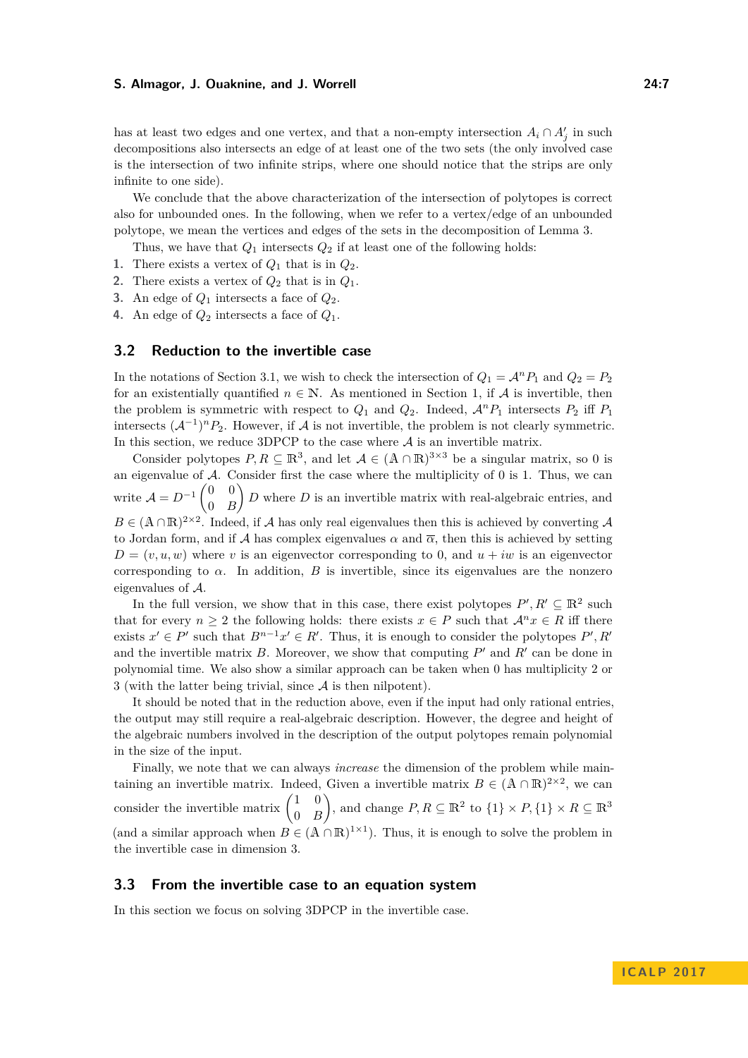has at least two edges and one vertex, and that a non-empty intersection $A_i \cap A'_j$ in such decompositions also intersects an edge of at least one of the two sets (the only involved case is the intersection of two infinite strips, where one should notice that the strips are only infinite to one side).

We conclude that the above characterization of the intersection of polytopes is correct also for unbounded ones. In the following, when we refer to a vertex/edge of an unbounded polytope, we mean the vertices and edges of the sets in the decomposition of Lemma 3.

Thus, we have that $Q_1$ intersects $Q_2$ if at least one of the following holds:

1. There exists a vertex of $Q_1$ that is in $Q_2$.
2. There exists a vertex of $Q_2$ that is in $Q_1$.
3. An edge of $Q_1$ intersects a face of $Q_2$.
4. An edge of $Q_2$ intersects a face of $Q_1$.

## 3.2 Reduction to the invertible case

In the notations of Section 3.1, we wish to check the intersection of $Q_1 = \mathcal{A}^n P_1$ and $Q_2 = P_2$ for an existentially quantified $n \in \mathbb{N}$. As mentioned in Section 1, if $\mathcal{A}$ is invertible, then the problem is symmetric with respect to $Q_1$ and $Q_2$. Indeed, $\mathcal{A}^n P_1$ intersects $P_2$ iff $P_1$ intersects $(\mathcal{A}^{-1})^n P_2$. However, if $\mathcal{A}$ is not invertible, the problem is not clearly symmetric. In this section, we reduce 3DPCP to the case where $\mathcal{A}$ is an invertible matrix.

Consider polytopes $P, R \subseteq \mathbb{R}^3$, and let $\mathcal{A} \in (\mathbb{A} \cap \mathbb{R})^{3\times 3}$ be a singular matrix, so 0 is an eigenvalue of $\mathcal{A}$. Consider first the case where the multiplicity of 0 is 1. Thus, we can write $\mathcal{A} = D^{-1} \begin{pmatrix} 0 & 0 \\ 0 & B \end{pmatrix} D$ where $D$ is an invertible matrix with real-algebraic entries, and $B \in (\mathbb{A} \cap \mathbb{R})^{2\times 2}$. Indeed, if $\mathcal{A}$ has only real eigenvalues then this is achieved by converting $\mathcal{A}$ to Jordan form, and if $\mathcal{A}$ has complex eigenvalues $\alpha$ and $\overline{\alpha}$, then this is achieved by setting $D = (v, u, w)$ where $v$ is an eigenvector corresponding to 0, and $u + iw$ is an eigenvector corresponding to $\alpha$. In addition, $B$ is invertible, since its eigenvalues are the nonzero eigenvalues of $\mathcal{A}$.

In the full version, we show that in this case, there exist polytopes $P', R' \subseteq \mathbb{R}^2$ such that for every $n \geq 2$ the following holds: there exists $x \in P$ such that $\mathcal{A}^n x \in R$ iff there exists $x' \in P'$ such that $B^{n-1}x' \in R'$. Thus, it is enough to consider the polytopes $P', R'$ and the invertible matrix $B$. Moreover, we show that computing $P'$ and $R'$ can be done in polynomial time. We also show a similar approach can be taken when 0 has multiplicity 2 or 3 (with the latter being trivial, since $\mathcal{A}$ is then nilpotent).

It should be noted that in the reduction above, even if the input had only rational entries, the output may still require a real-algebraic description. However, the degree and height of the algebraic numbers involved in the description of the output polytopes remain polynomial in the size of the input.

Finally, we note that we can always *increase* the dimension of the problem while maintaining an invertible matrix. Indeed, Given a invertible matrix $B \in (\mathbb{A} \cap \mathbb{R})^{2\times 2}$, we can consider the invertible matrix $\begin{pmatrix} 1 & 0 \\ 0 & B \end{pmatrix}$, and change $P, R \subseteq \mathbb{R}^2$ to $\{1\} \times P, \{1\} \times R \subseteq \mathbb{R}^3$ (and a similar approach when $B \in (\mathbb{A} \cap \mathbb{R})^{1\times 1}$). Thus, it is enough to solve the problem in the invertible case in dimension 3.

## 3.3 From the invertible case to an equation system

In this section we focus on solving 3DPCP in the invertible case.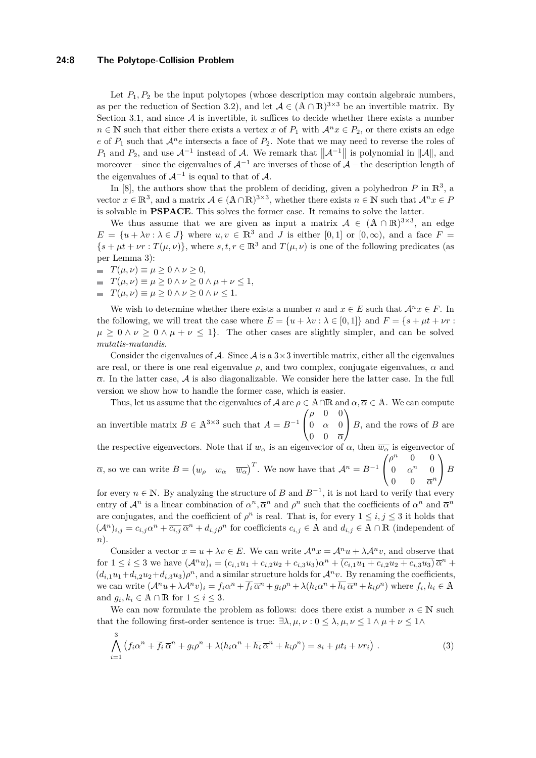Let $P_1, P_2$ be the input polytopes (whose description may contain algebraic numbers, as per the reduction of Section 3.2), and let $\mathcal{A} \in (\mathbb{A} \cap \mathbb{R})^{3\times 3}$ be an invertible matrix. By Section 3.1, and since $\mathcal{A}$ is invertible, it suffices to decide whether there exists a number $n \in \mathbb{N}$ such that either there exists a vertex $x$ of $P_1$ with $\mathcal{A}^n x \in P_2$, or there exists an edge $e$ of $P_1$ such that $\mathcal{A}^n e$ intersects a face of $P_2$. Note that we may need to reverse the roles of $P_1$ and $P_2$, and use $\mathcal{A}^{-1}$ instead of $\mathcal{A}$. We remark that $\|\mathcal{A}^{-1}\|$ is polynomial in $\|\mathcal{A}\|$, and moreover – since the eigenvalues of $\mathcal{A}^{-1}$ are inverses of those of $\mathcal{A}$ – the description length of the eigenvalues of $\mathcal{A}^{-1}$ is equal to that of $\mathcal{A}$.

In [8], the authors show that the problem of deciding, given a polyhedron $P$ in $\mathbb{R}^3$, a vector $x \in \mathbb{R}^3$, and a matrix $\mathcal{A} \in (\mathbb{A} \cap \mathbb{R})^{3\times 3}$, whether there exists $n \in \mathbb{N}$ such that $\mathcal{A}^n x \in P$ is solvable in **PSPACE**. This solves the former case. It remains to solve the latter.

We thus assume that we are given as input a matrix $\mathcal{A} \in (\mathbb{A} \cap \mathbb{R})^{3\times 3}$, an edge $E = \{u + \lambda v : \lambda \in J\}$ where $u, v \in \mathbb{R}^3$ and $J$ is either $[0,1]$ or $[0,\infty)$, and a face $F = \{s + \mu t + \nu r : T(\mu,\nu)\}$, where $s,t,r \in \mathbb{R}^3$ and $T(\mu,\nu)$ is one of the following predicates (as per Lemma 3):

- $T(\mu,\nu) \equiv \mu \geq 0 \wedge \nu \geq 0$,
- $T(\mu,\nu) \equiv \mu \geq 0 \wedge \nu \geq 0 \wedge \mu + \nu \leq 1$,
- $T(\mu,\nu) \equiv \mu \geq 0 \wedge \nu \geq 0 \wedge \nu \leq 1$.

We wish to determine whether there exists a number $n$ and $x \in E$ such that $\mathcal{A}^n x \in F$. In the following, we will treat the case where $E = \{u + \lambda v : \lambda \in [0,1]\}$ and $F = \{s + \mu t + \nu r : \mu \geq 0 \wedge \nu \geq 0 \wedge \mu + \nu \leq 1\}$. The other cases are slightly simpler, and can be solved *mutatis-mutandis*.

Consider the eigenvalues of $\mathcal{A}$. Since $\mathcal{A}$ is a $3\times 3$ invertible matrix, either all the eigenvalues are real, or there is one real eigenvalue $\rho$, and two complex, conjugate eigenvalues, $\alpha$ and $\overline{\alpha}$. In the latter case, $\mathcal{A}$ is also diagonalizable. We consider here the latter case. In the full version we show how to handle the former case, which is easier.

Thus, let us assume that the eigenvalues of $\mathcal{A}$ are $\rho \in \mathbb{A}\cap\mathbb{R}$ and $\alpha, \overline{\alpha} \in \mathbb{A}$. We can compute an invertible matrix $B \in \mathbb{A}^{3\times 3}$ such that $A = B^{-1}\begin{pmatrix}\rho & 0 & 0\\ 0 & \alpha & 0\\ 0 & 0 & \overline{\alpha}\end{pmatrix} B$, and the rows of $B$ are the respective eigenvectors. Note that if $w_\alpha$ is an eigenvector of $\alpha$, then $\overline{w_\alpha}$ is eigenvector of $\overline{\alpha}$, so we can write $B = \begin{pmatrix} w_\rho & w_\alpha & \overline{w_\alpha}\end{pmatrix}^T$. We now have that $\mathcal{A}^n = B^{-1}\begin{pmatrix}\rho^n & 0 & 0\\ 0 & \alpha^n & 0\\ 0 & 0 & \overline{\alpha}^n\end{pmatrix} B$ for every $n \in \mathbb{N}$. By analyzing the structure of $B$ and $B^{-1}$, it is not hard to verify that every entry of $\mathcal{A}^n$ is a linear combination of $\alpha^n, \overline{\alpha}^n$ and $\rho^n$ such that the coefficients of $\alpha^n$ and $\overline{\alpha}^n$ are conjugates, and the coefficient of $\rho^n$ is real. That is, for every $1 \leq i,j \leq 3$ it holds that $(\mathcal{A}^n)_{i,j} = c_{i,j}\alpha^n + \overline{c_{i,j}}\,\overline{\alpha}^n + d_{i,j}\rho^n$ for coefficients $c_{i,j} \in \mathbb{A}$ and $d_{i,j} \in \mathbb{A}\cap\mathbb{R}$ (independent of $n$).

Consider a vector $x = u + \lambda v \in E$. We can write $\mathcal{A}^n x = \mathcal{A}^n u + \lambda \mathcal{A}^n v$, and observe that for $1 \leq i \leq 3$ we have $(\mathcal{A}^n u)_i = (c_{i,1}u_1 + c_{i,2}u_2 + c_{i,3}u_3)\alpha^n + \overline{(c_{i,1}u_1 + c_{i,2}u_2 + c_{i,3}u_3)}\,\overline{\alpha}^n + (d_{i,1}u_1 + d_{i,2}u_2 + d_{i,3}u_3)\rho^n$, and a similar structure holds for $\mathcal{A}^n v$. By renaming the coefficients, we can write $(\mathcal{A}^n u + \lambda \mathcal{A}^n v)_i = f_i\alpha^n + \overline{f_i}\,\overline{\alpha}^n + g_i\rho^n + \lambda(h_i\alpha^n + \overline{h_i}\,\overline{\alpha}^n + k_i\rho^n)$ where $f_i, h_i \in \mathbb{A}$ and $g_i, k_i \in \mathbb{A}\cap\mathbb{R}$ for $1 \leq i \leq 3$.

We can now formulate the problem as follows: does there exist a number $n \in \mathbb{N}$ such that the following first-order sentence is true: $\exists \lambda,\mu,\nu : 0 \leq \lambda,\mu,\nu \leq 1 \wedge \mu + \nu \leq 1 \wedge$

$$\bigwedge_{i=1}^{3}\left(f_i\alpha^n + \overline{f_i}\,\overline{\alpha}^n + g_i\rho^n + \lambda(h_i\alpha^n + \overline{h_i}\,\overline{\alpha}^n + k_i\rho^n) = s_i + \mu t_i + \nu r_i\right). \tag{3}$$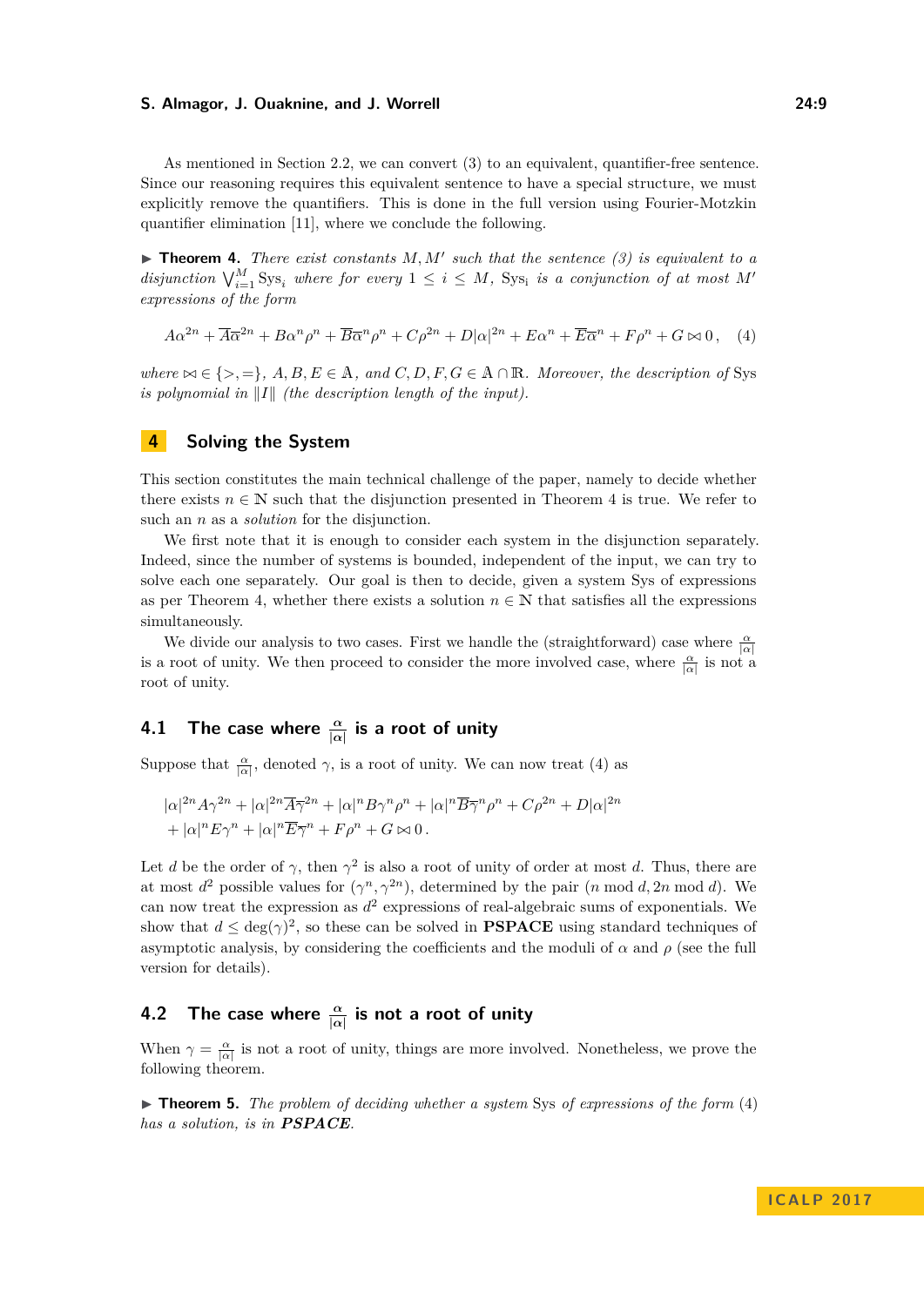As mentioned in Section 2.2, we can convert (3) to an equivalent, quantifier-free sentence. Since our reasoning requires this equivalent sentence to have a special structure, we must explicitly remove the quantifiers. This is done in the full version using Fourier-Motzkin quantifier elimination [11], where we conclude the following.

▶ **Theorem 4.** *There exist constants $M, M'$ such that the sentence (3) is equivalent to a disjunction $\bigvee_{i=1}^{M} \mathrm{Sys}_i$ where for every $1 \leq i \leq M$, $\mathrm{Sys_i}$ is a conjunction of at most $M'$ expressions of the form*

$$A\alpha^{2n} + \overline{A}\overline{\alpha}^{2n} + B\alpha^n\rho^n + \overline{B}\overline{\alpha}^n\rho^n + C\rho^{2n} + D|\alpha|^{2n} + E\alpha^n + \overline{E}\overline{\alpha}^n + F\rho^n + G \bowtie 0\,, \quad (4)$$

*where $\bowtie \in \{>, =\}$, $A, B, E \in \mathbb{A}$, and $C, D, F, G \in \mathbb{A} \cap \mathbb{R}$. Moreover, the description of* Sys *is polynomial in $\|I\|$ (the description length of the input).*

## 4 Solving the System

This section constitutes the main technical challenge of the paper, namely to decide whether there exists $n \in \mathbb{N}$ such that the disjunction presented in Theorem 4 is true. We refer to such an $n$ as a *solution* for the disjunction.

We first note that it is enough to consider each system in the disjunction separately. Indeed, since the number of systems is bounded, independent of the input, we can try to solve each one separately. Our goal is then to decide, given a system Sys of expressions as per Theorem 4, whether there exists a solution $n \in \mathbb{N}$ that satisfies all the expressions simultaneously.

We divide our analysis to two cases. First we handle the (straightforward) case where $\frac{\alpha}{|\alpha|}$ is a root of unity. We then proceed to consider the more involved case, where $\frac{\alpha}{|\alpha|}$ is not a root of unity.

### 4.1 The case where $\frac{\alpha}{|\alpha|}$ is a root of unity

Suppose that $\frac{\alpha}{|\alpha|}$, denoted $\gamma$, is a root of unity. We can now treat (4) as

$$|\alpha|^{2n}A\gamma^{2n} + |\alpha|^{2n}\overline{A}\overline{\gamma}^{2n} + |\alpha|^n B\gamma^n\rho^n + |\alpha|^n\overline{B}\overline{\gamma}^n\rho^n + C\rho^{2n} + D|\alpha|^{2n}$$
$$+ |\alpha|^n E\gamma^n + |\alpha|^n\overline{E}\overline{\gamma}^n + F\rho^n + G \bowtie 0\,.$$

Let $d$ be the order of $\gamma$, then $\gamma^2$ is also a root of unity of order at most $d$. Thus, there are at most $d^2$ possible values for $(\gamma^n, \gamma^{2n})$, determined by the pair $(n \bmod d, 2n \bmod d)$. We can now treat the expression as $d^2$ expressions of real-algebraic sums of exponentials. We show that $d \leq \deg(\gamma)^2$, so these can be solved in **PSPACE** using standard techniques of asymptotic analysis, by considering the coefficients and the moduli of $\alpha$ and $\rho$ (see the full version for details).

### 4.2 The case where $\frac{\alpha}{|\alpha|}$ is not a root of unity

When $\gamma = \frac{\alpha}{|\alpha|}$ is not a root of unity, things are more involved. Nonetheless, we prove the following theorem.

▶ **Theorem 5.** *The problem of deciding whether a system* Sys *of expressions of the form* (4) *has a solution, is in* ***PSPACE****.*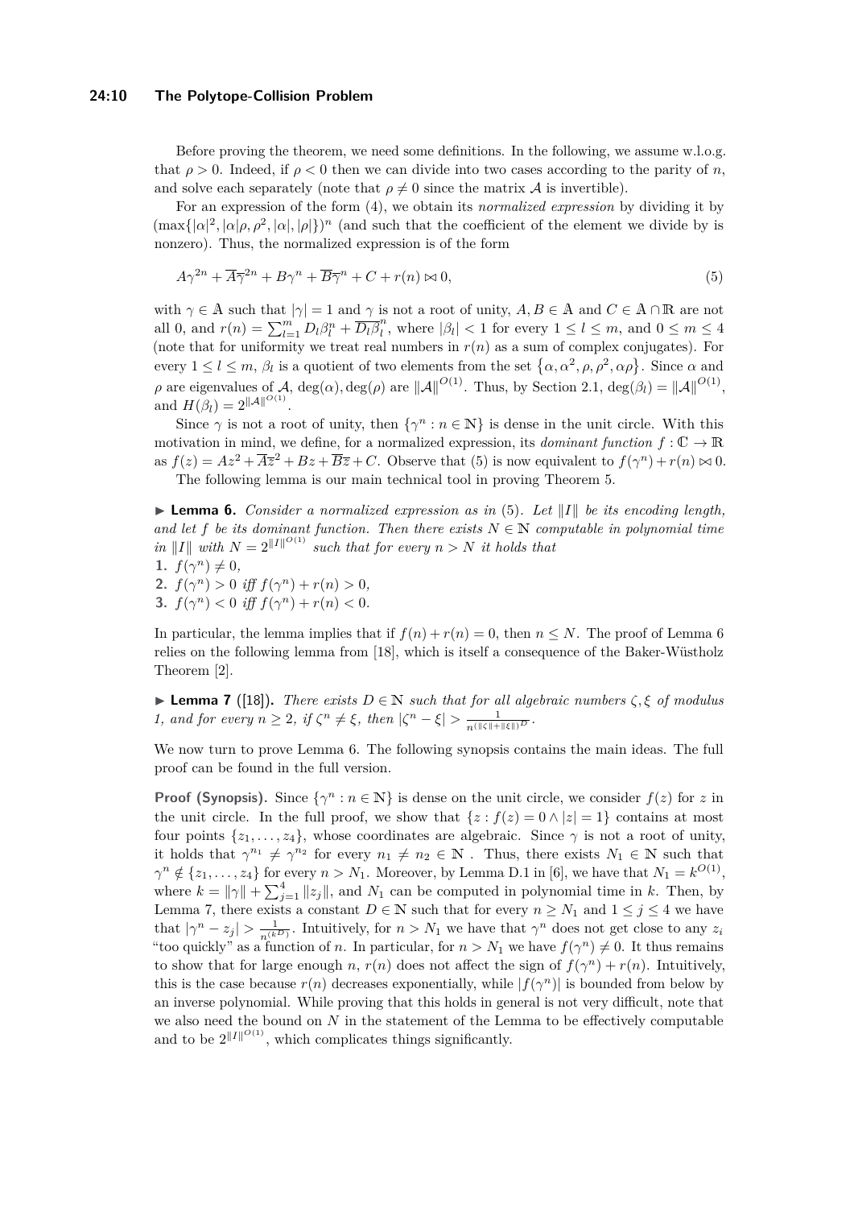Before proving the theorem, we need some definitions. In the following, we assume w.l.o.g. that $\rho > 0$. Indeed, if $\rho < 0$ then we can divide into two cases according to the parity of $n$, and solve each separately (note that $\rho \neq 0$ since the matrix $\mathcal{A}$ is invertible).

For an expression of the form (4), we obtain its *normalized expression* by dividing it by $(\max\{|\alpha|^2, |\alpha|\rho, \rho^2, |\alpha|, |\rho|\})^n$ (and such that the coefficient of the element we divide by is nonzero). Thus, the normalized expression is of the form

$$A\gamma^{2n} + \overline{A}\overline{\gamma}^{2n} + B\gamma^n + \overline{B}\overline{\gamma}^n + C + r(n) \bowtie 0, \tag{5}$$

with $\gamma \in \mathbb{A}$ such that $|\gamma| = 1$ and $\gamma$ is not a root of unity, $A, B \in \mathbb{A}$ and $C \in \mathbb{A} \cap \mathbb{R}$ are not all 0, and $r(n) = \sum_{l=1}^{m} D_l \beta_l^n + \overline{D_l \beta_l}^n$, where $|\beta_l| < 1$ for every $1 \le l \le m$, and $0 \le m \le 4$ (note that for uniformity we treat real numbers in $r(n)$ as a sum of complex conjugates). For every $1 \le l \le m$, $\beta_l$ is a quotient of two elements from the set $\{\alpha, \alpha^2, \rho, \rho^2, \alpha\rho\}$. Since $\alpha$ and $\rho$ are eigenvalues of $\mathcal{A}$, $\deg(\alpha), \deg(\rho)$ are $\|\mathcal{A}\|^{O(1)}$. Thus, by Section 2.1, $\deg(\beta_l) = \|\mathcal{A}\|^{O(1)}$, and $H(\beta_l) = 2^{\|\mathcal{A}\|^{O(1)}}$.

Since $\gamma$ is not a root of unity, then $\{\gamma^n : n \in \mathbb{N}\}$ is dense in the unit circle. With this motivation in mind, we define, for a normalized expression, its *dominant function* $f : \mathbb{C} \to \mathbb{R}$ as $f(z) = Az^2 + \overline{A}\overline{z}^2 + Bz + \overline{B}\overline{z} + C$. Observe that (5) is now equivalent to $f(\gamma^n) + r(n) \bowtie 0$.

The following lemma is our main technical tool in proving Theorem 5.

▶ **Lemma 6.** *Consider a normalized expression as in* (5). *Let* $\|I\|$ *be its encoding length, and let* $f$ *be its dominant function. Then there exists* $N \in \mathbb{N}$ *computable in polynomial time in* $\|I\|$ *with* $N = 2^{\|I\|^{O(1)}}$ *such that for every* $n > N$ *it holds that*

1. $f(\gamma^n) \neq 0$,
2. $f(\gamma^n) > 0$ *iff* $f(\gamma^n) + r(n) > 0$,
3. $f(\gamma^n) < 0$ *iff* $f(\gamma^n) + r(n) < 0$.

In particular, the lemma implies that if $f(n) + r(n) = 0$, then $n \le N$. The proof of Lemma 6 relies on the following lemma from [18], which is itself a consequence of the Baker-Wüstholz Theorem [2].

▶ **Lemma 7** ([18]). *There exists* $D \in \mathbb{N}$ *such that for all algebraic numbers* $\zeta, \xi$ *of modulus 1, and for every* $n \ge 2$, *if* $\zeta^n \neq \xi$, *then* $|\zeta^n - \xi| > \frac{1}{n^{(\|\zeta\|+\|\xi\|)^D}}$.

We now turn to prove Lemma 6. The following synopsis contains the main ideas. The full proof can be found in the full version.

**Proof (Synopsis).** Since $\{\gamma^n : n \in \mathbb{N}\}$ is dense on the unit circle, we consider $f(z)$ for $z$ in the unit circle. In the full proof, we show that $\{z : f(z) = 0 \wedge |z| = 1\}$ contains at most four points $\{z_1, \ldots, z_4\}$, whose coordinates are algebraic. Since $\gamma$ is not a root of unity, it holds that $\gamma^{n_1} \neq \gamma^{n_2}$ for every $n_1 \neq n_2 \in \mathbb{N}$ . Thus, there exists $N_1 \in \mathbb{N}$ such that $\gamma^n \notin \{z_1, \ldots, z_4\}$ for every $n > N_1$. Moreover, by Lemma D.1 in [6], we have that $N_1 = k^{O(1)}$, where $k = \|\gamma\| + \sum_{j=1}^{4} \|z_j\|$, and $N_1$ can be computed in polynomial time in $k$. Then, by Lemma 7, there exists a constant $D \in \mathbb{N}$ such that for every $n \ge N_1$ and $1 \le j \le 4$ we have that $|\gamma^n - z_j| > \frac{1}{n^{(k^D)}}$. Intuitively, for $n > N_1$ we have that $\gamma^n$ does not get close to any $z_i$ "too quickly" as a function of $n$. In particular, for $n > N_1$ we have $f(\gamma^n) \neq 0$. It thus remains to show that for large enough $n$, $r(n)$ does not affect the sign of $f(\gamma^n) + r(n)$. Intuitively, this is the case because $r(n)$ decreases exponentially, while $|f(\gamma^n)|$ is bounded from below by an inverse polynomial. While proving that this holds in general is not very difficult, note that we also need the bound on $N$ in the statement of the Lemma to be effectively computable and to be $2^{\|I\|^{O(1)}}$, which complicates things significantly.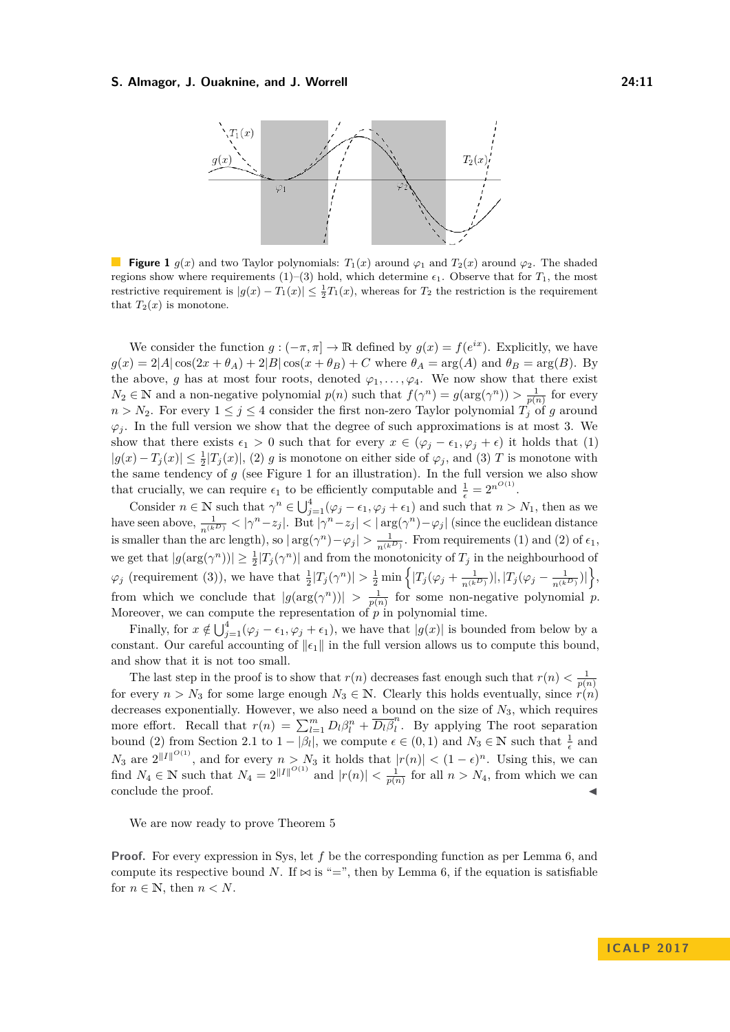**Figure 1** $g(x)$ and two Taylor polynomials: $T_1(x)$ around $\varphi_1$ and $T_2(x)$ around $\varphi_2$. The shaded regions show where requirements (1)–(3) hold, which determine $\epsilon_1$. Observe that for $T_1$, the most restrictive requirement is $|g(x) - T_1(x)| \leq \frac{1}{2}T_1(x)$, whereas for $T_2$ the restriction is the requirement that $T_2(x)$ is monotone.

We consider the function $g : (-\pi, \pi] \to \mathbb{R}$ defined by $g(x) = f(e^{ix})$. Explicitly, we have $g(x) = 2|A|\cos(2x + \theta_A) + 2|B|\cos(x + \theta_B) + C$ where $\theta_A = \arg(A)$ and $\theta_B = \arg(B)$. By the above, $g$ has at most four roots, denoted $\varphi_1, \ldots, \varphi_4$. We now show that there exist $N_2 \in \mathbb{N}$ and a non-negative polynomial $p(n)$ such that $f(\gamma^n) = g(\arg(\gamma^n)) > \frac{1}{p(n)}$ for every $n > N_2$. For every $1 \leq j \leq 4$ consider the first non-zero Taylor polynomial $T_j$ of $g$ around $\varphi_j$. In the full version we show that the degree of such approximations is at most 3. We show that there exists $\epsilon_1 > 0$ such that for every $x \in (\varphi_j - \epsilon_1, \varphi_j + \epsilon)$ it holds that (1) $|g(x) - T_j(x)| \leq \frac{1}{2}|T_j(x)|$, (2) $g$ is monotone on either side of $\varphi_j$, and (3) $T$ is monotone with the same tendency of $g$ (see Figure 1 for an illustration). In the full version we also show that crucially, we can require $\epsilon_1$ to be efficiently computable and $\frac{1}{\epsilon} = 2^{n^{O(1)}}$.

Consider $n \in \mathbb{N}$ such that $\gamma^n \in \bigcup_{j=1}^{4}(\varphi_j - \epsilon_1, \varphi_j + \epsilon_1)$ and such that $n > N_1$, then as we have seen above, $\frac{1}{n^{(k^D)}} < |\gamma^n - z_j|$. But $|\gamma^n - z_j| < |\arg(\gamma^n) - \varphi_j|$ (since the euclidean distance is smaller than the arc length), so $|\arg(\gamma^n) - \varphi_j| > \frac{1}{n^{(k^D)}}$. From requirements (1) and (2) of $\epsilon_1$, we get that $|g(\arg(\gamma^n))| \geq \frac{1}{2}|T_j(\gamma^n)|$ and from the monotonicity of $T_j$ in the neighbourhood of $\varphi_j$ (requirement (3)), we have that $\frac{1}{2}|T_j(\gamma^n)| > \frac{1}{2}\min\left\{|T_j(\varphi_j + \frac{1}{n^{(k^D)}})|, |T_j(\varphi_j - \frac{1}{n^{(k^D)}})|\right\}$, from which we conclude that $|g(\arg(\gamma^n))| > \frac{1}{p(n)}$ for some non-negative polynomial $p$. Moreover, we can compute the representation of $p$ in polynomial time.

Finally, for $x \notin \bigcup_{j=1}^{4}(\varphi_j - \epsilon_1, \varphi_j + \epsilon_1)$, we have that $|g(x)|$ is bounded from below by a constant. Our careful accounting of $\|\epsilon_1\|$ in the full version allows us to compute this bound, and show that it is not too small.

The last step in the proof is to show that $r(n)$ decreases fast enough such that $r(n) < \frac{1}{p(n)}$ for every $n > N_3$ for some large enough $N_3 \in \mathbb{N}$. Clearly this holds eventually, since $r(n)$ decreases exponentially. However, we also need a bound on the size of $N_3$, which requires more effort. Recall that $r(n) = \sum_{l=1}^{m} D_l \beta_l^n + \overline{D_l \beta_l}^n$. By applying The root separation bound (2) from Section 2.1 to $1 - |\beta_l|$, we compute $\epsilon \in (0, 1)$ and $N_3 \in \mathbb{N}$ such that $\frac{1}{\epsilon}$ and $N_3$ are $2^{\|I\|^{O(1)}}$, and for every $n > N_3$ it holds that $|r(n)| < (1 - \epsilon)^n$. Using this, we can find $N_4 \in \mathbb{N}$ such that $N_4 = 2^{\|I\|^{O(1)}}$ and $|r(n)| < \frac{1}{p(n)}$ for all $n > N_4$, from which we can conclude the proof. ◀

We are now ready to prove Theorem 5

**Proof.** For every expression in Sys, let $f$ be the corresponding function as per Lemma 6, and compute its respective bound $N$. If $\bowtie$ is "$=$", then by Lemma 6, if the equation is satisfiable for $n \in \mathbb{N}$, then $n < N$.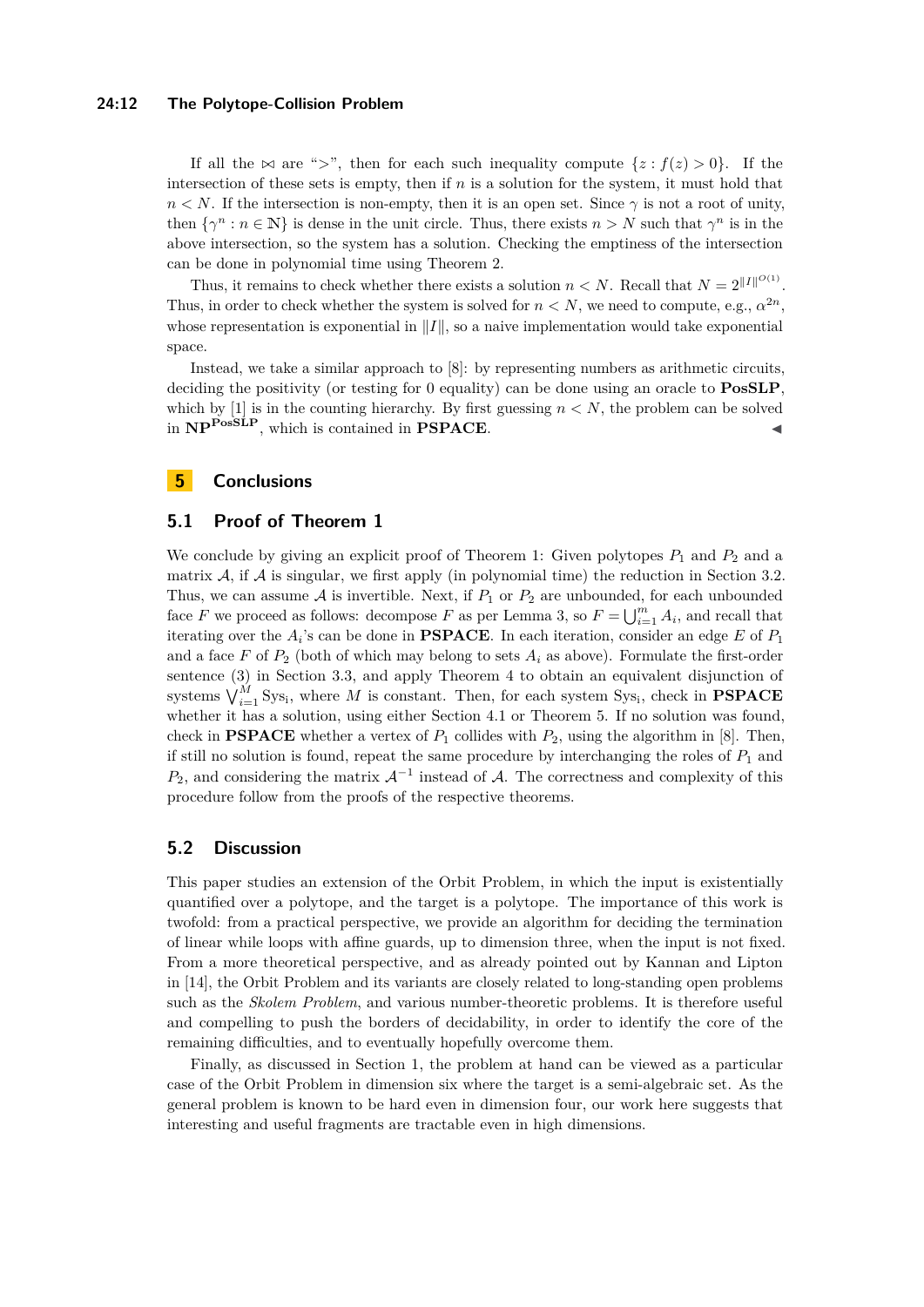If all the $\bowtie$ are ">", then for each such inequality compute $\{z : f(z) > 0\}$. If the intersection of these sets is empty, then if $n$ is a solution for the system, it must hold that $n < N$. If the intersection is non-empty, then it is an open set. Since $\gamma$ is not a root of unity, then $\{\gamma^n : n \in \mathbb{N}\}$ is dense in the unit circle. Thus, there exists $n > N$ such that $\gamma^n$ is in the above intersection, so the system has a solution. Checking the emptiness of the intersection can be done in polynomial time using Theorem 2.

Thus, it remains to check whether there exists a solution $n < N$. Recall that $N = 2^{\|I\|^{O(1)}}$. Thus, in order to check whether the system is solved for $n < N$, we need to compute, e.g., $\alpha^{2n}$, whose representation is exponential in $\|I\|$, so a naive implementation would take exponential space.

Instead, we take a similar approach to [8]: by representing numbers as arithmetic circuits, deciding the positivity (or testing for 0 equality) can be done using an oracle to **PosSLP**, which by [1] is in the counting hierarchy. By first guessing $n < N$, the problem can be solved in $\mathbf{NP}^{\mathbf{PosSLP}}$, which is contained in **PSPACE**. ◂

## 5 Conclusions

### 5.1 Proof of Theorem 1

We conclude by giving an explicit proof of Theorem 1: Given polytopes $P_1$ and $P_2$ and a matrix $\mathcal{A}$, if $\mathcal{A}$ is singular, we first apply (in polynomial time) the reduction in Section 3.2. Thus, we can assume $\mathcal{A}$ is invertible. Next, if $P_1$ or $P_2$ are unbounded, for each unbounded face $F$ we proceed as follows: decompose $F$ as per Lemma 3, so $F = \bigcup_{i=1}^{m} A_i$, and recall that iterating over the $A_i$'s can be done in **PSPACE**. In each iteration, consider an edge $E$ of $P_1$ and a face $F$ of $P_2$ (both of which may belong to sets $A_i$ as above). Formulate the first-order sentence (3) in Section 3.3, and apply Theorem 4 to obtain an equivalent disjunction of systems $\bigvee_{i=1}^{M} \mathrm{Sys_i}$, where $M$ is constant. Then, for each system $\mathrm{Sys_i}$, check in **PSPACE** whether it has a solution, using either Section 4.1 or Theorem 5. If no solution was found, check in **PSPACE** whether a vertex of $P_1$ collides with $P_2$, using the algorithm in [8]. Then, if still no solution is found, repeat the same procedure by interchanging the roles of $P_1$ and $P_2$, and considering the matrix $\mathcal{A}^{-1}$ instead of $\mathcal{A}$. The correctness and complexity of this procedure follow from the proofs of the respective theorems.

### 5.2 Discussion

This paper studies an extension of the Orbit Problem, in which the input is existentially quantified over a polytope, and the target is a polytope. The importance of this work is twofold: from a practical perspective, we provide an algorithm for deciding the termination of linear while loops with affine guards, up to dimension three, when the input is not fixed. From a more theoretical perspective, and as already pointed out by Kannan and Lipton in [14], the Orbit Problem and its variants are closely related to long-standing open problems such as the *Skolem Problem*, and various number-theoretic problems. It is therefore useful and compelling to push the borders of decidability, in order to identify the core of the remaining difficulties, and to eventually hopefully overcome them.

Finally, as discussed in Section 1, the problem at hand can be viewed as a particular case of the Orbit Problem in dimension six where the target is a semi-algebraic set. As the general problem is known to be hard even in dimension four, our work here suggests that interesting and useful fragments are tractable even in high dimensions.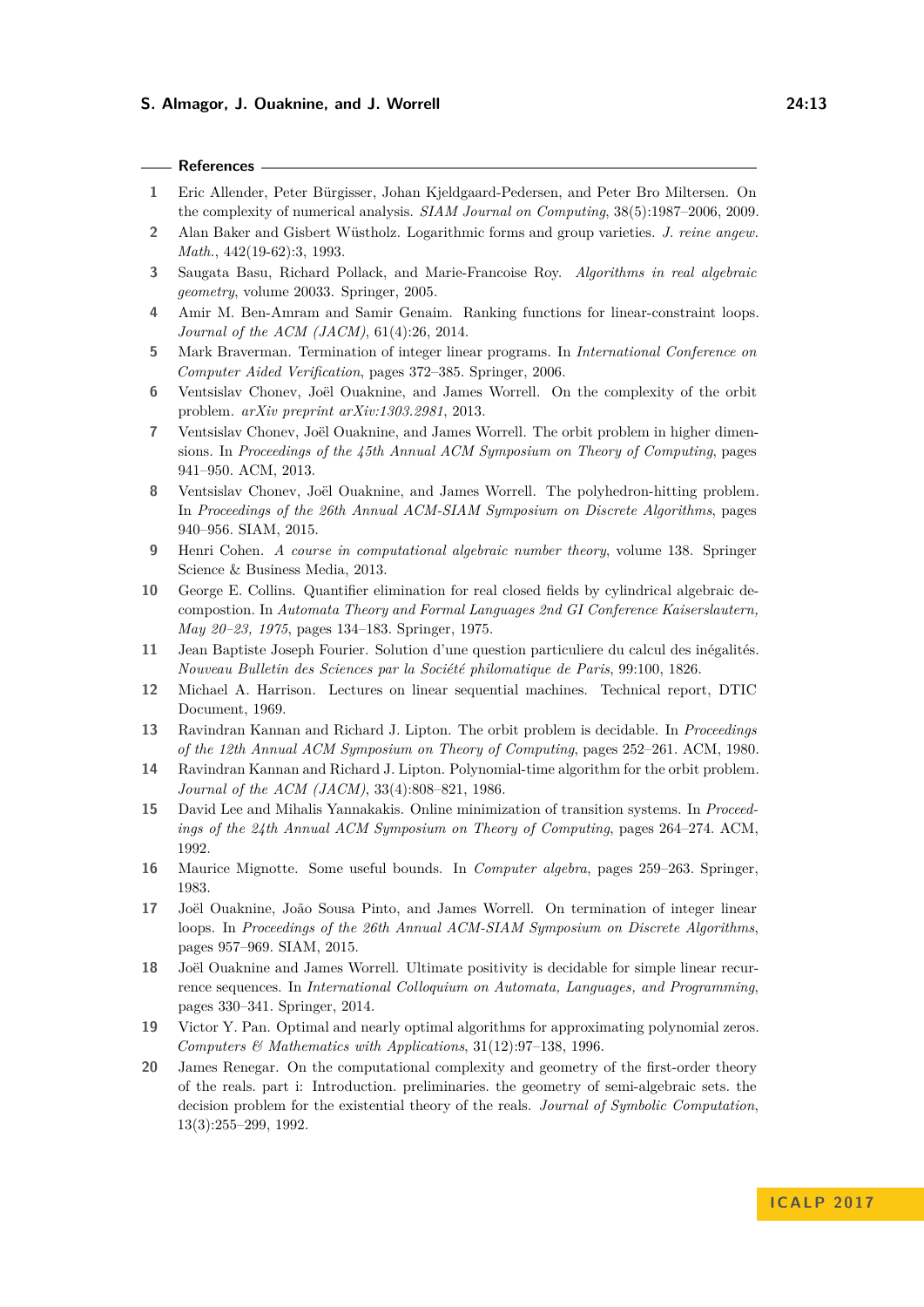## References

1. Eric Allender, Peter Bürgisser, Johan Kjeldgaard-Pedersen, and Peter Bro Miltersen. On the complexity of numerical analysis. *SIAM Journal on Computing*, 38(5):1987–2006, 2009.
2. Alan Baker and Gisbert Wüstholz. Logarithmic forms and group varieties. *J. reine angew. Math.*, 442(19-62):3, 1993.
3. Saugata Basu, Richard Pollack, and Marie-Francoise Roy. *Algorithms in real algebraic geometry*, volume 20033. Springer, 2005.
4. Amir M. Ben-Amram and Samir Genaim. Ranking functions for linear-constraint loops. *Journal of the ACM (JACM)*, 61(4):26, 2014.
5. Mark Braverman. Termination of integer linear programs. In *International Conference on Computer Aided Verification*, pages 372–385. Springer, 2006.
6. Ventsislav Chonev, Joël Ouaknine, and James Worrell. On the complexity of the orbit problem. *arXiv preprint arXiv:1303.2981*, 2013.
7. Ventsislav Chonev, Joël Ouaknine, and James Worrell. The orbit problem in higher dimensions. In *Proceedings of the 45th Annual ACM Symposium on Theory of Computing*, pages 941–950. ACM, 2013.
8. Ventsislav Chonev, Joël Ouaknine, and James Worrell. The polyhedron-hitting problem. In *Proceedings of the 26th Annual ACM-SIAM Symposium on Discrete Algorithms*, pages 940–956. SIAM, 2015.
9. Henri Cohen. *A course in computational algebraic number theory*, volume 138. Springer Science & Business Media, 2013.
10. George E. Collins. Quantifier elimination for real closed fields by cylindrical algebraic decompostion. In *Automata Theory and Formal Languages 2nd GI Conference Kaiserslautern, May 20–23, 1975*, pages 134–183. Springer, 1975.
11. Jean Baptiste Joseph Fourier. Solution d'une question particuliere du calcul des inégalités. *Nouveau Bulletin des Sciences par la Société philomatique de Paris*, 99:100, 1826.
12. Michael A. Harrison. Lectures on linear sequential machines. Technical report, DTIC Document, 1969.
13. Ravindran Kannan and Richard J. Lipton. The orbit problem is decidable. In *Proceedings of the 12th Annual ACM Symposium on Theory of Computing*, pages 252–261. ACM, 1980.
14. Ravindran Kannan and Richard J. Lipton. Polynomial-time algorithm for the orbit problem. *Journal of the ACM (JACM)*, 33(4):808–821, 1986.
15. David Lee and Mihalis Yannakakis. Online minimization of transition systems. In *Proceedings of the 24th Annual ACM Symposium on Theory of Computing*, pages 264–274. ACM, 1992.
16. Maurice Mignotte. Some useful bounds. In *Computer algebra*, pages 259–263. Springer, 1983.
17. Joël Ouaknine, João Sousa Pinto, and James Worrell. On termination of integer linear loops. In *Proceedings of the 26th Annual ACM-SIAM Symposium on Discrete Algorithms*, pages 957–969. SIAM, 2015.
18. Joël Ouaknine and James Worrell. Ultimate positivity is decidable for simple linear recurrence sequences. In *International Colloquium on Automata, Languages, and Programming*, pages 330–341. Springer, 2014.
19. Victor Y. Pan. Optimal and nearly optimal algorithms for approximating polynomial zeros. *Computers & Mathematics with Applications*, 31(12):97–138, 1996.
20. James Renegar. On the computational complexity and geometry of the first-order theory of the reals. part i: Introduction. preliminaries. the geometry of semi-algebraic sets. the decision problem for the existential theory of the reals. *Journal of Symbolic Computation*, 13(3):255–299, 1992.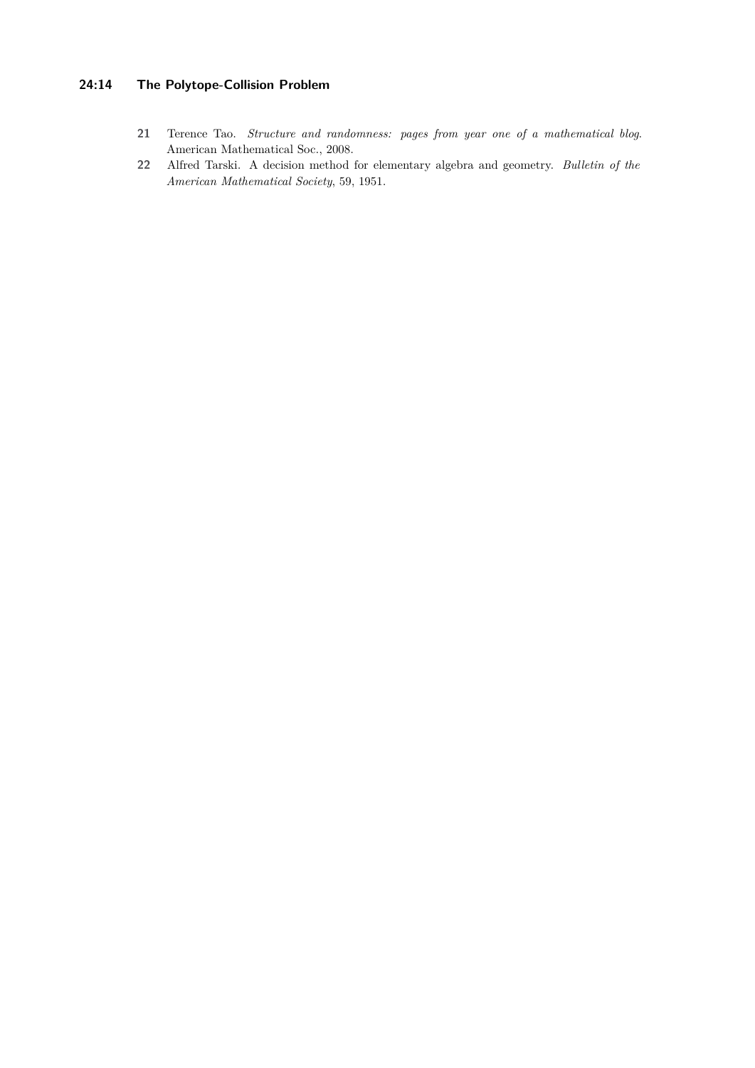21 Terence Tao. *Structure and randomness: pages from year one of a mathematical blog*. American Mathematical Soc., 2008.

22 Alfred Tarski. A decision method for elementary algebra and geometry. *Bulletin of the American Mathematical Society*, 59, 1951.